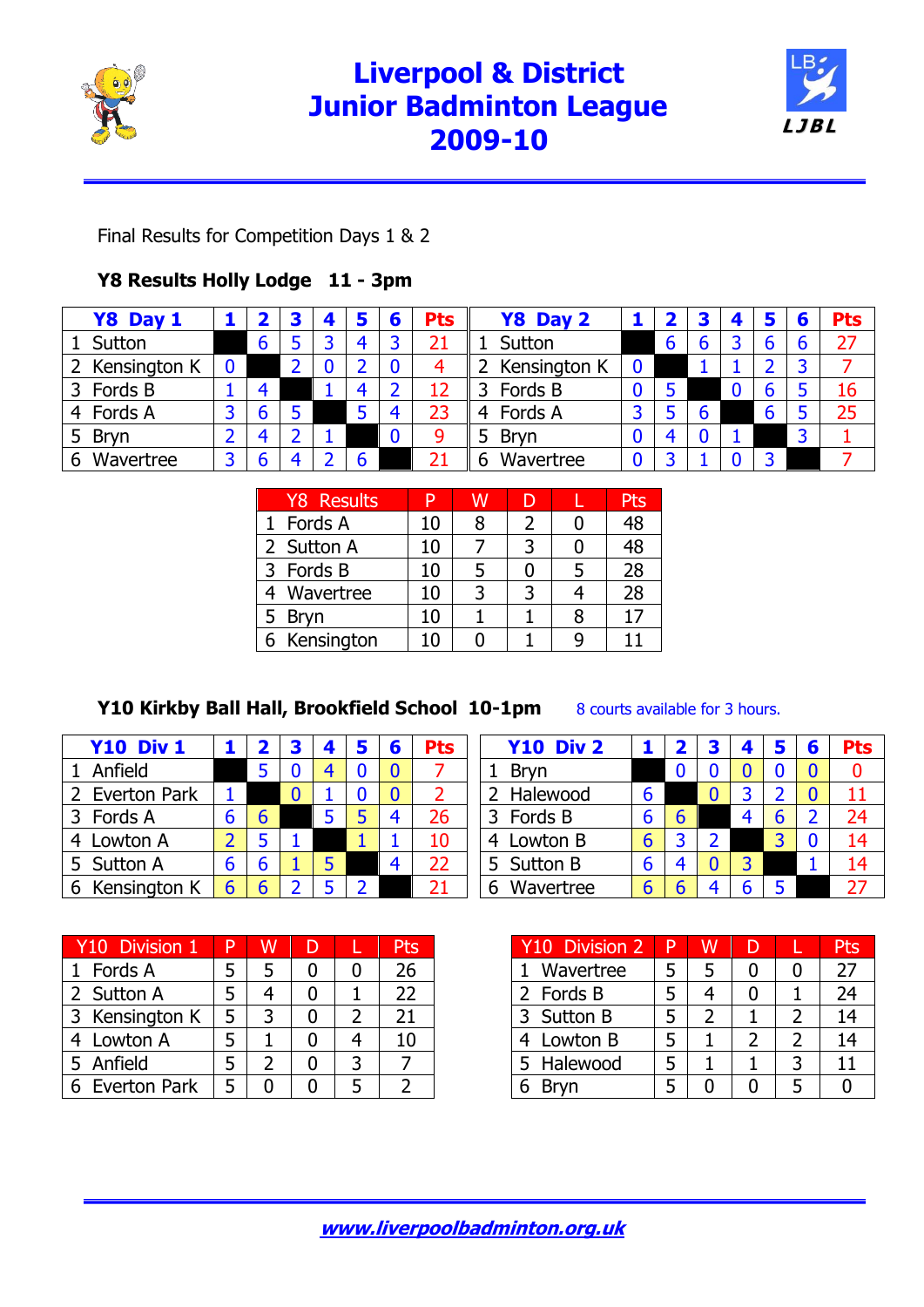# Liverpool & District Junior Badminton League 2009-10

Final Results for Competition Days 1 & 2

### Y8 Results Holly Lodge 11 - 3pm

| Y8 Day 1 | 1 | 2 | 3 | 4 | 5 | 6 | Pts |
|---|---|---|---|---|---|---|---|
| 1 Sutton | | 6 | 5 | 3 | 4 | 3 | 21 |
| 2 Kensington K | 0 | | 2 | 0 | 2 | 0 | 4 |
| 3 Fords B | 1 | 4 | | 1 | 4 | 2 | 12 |
| 4 Fords A | 3 | 6 | 5 | | 5 | 4 | 23 |
| 5 Bryn | 2 | 4 | 2 | 1 | | 0 | 9 |
| 6 Wavertree | 3 | 6 | 4 | 2 | 6 | | 21 |

| Y8 Day 2 | 1 | 2 | 3 | 4 | 5 | 6 | Pts |
|---|---|---|---|---|---|---|---|
| 1 Sutton | | 6 | 6 | 3 | 6 | 6 | 27 |
| 2 Kensington K | 0 | | 1 | 1 | 2 | 3 | 7 |
| 3 Fords B | 0 | 5 | | 0 | 6 | 5 | 16 |
| 4 Fords A | 3 | 5 | 6 | | 6 | 5 | 25 |
| 5 Bryn | 0 | 4 | 0 | 1 | | 3 | 1 |
| 6 Wavertree | 0 | 3 | 1 | 0 | 3 | | 7 |

| Y8 Results | P | W | D | L | Pts |
|---|---|---|---|---|---|
| 1 Fords A | 10 | 8 | 2 | 0 | 48 |
| 2 Sutton A | 10 | 7 | 3 | 0 | 48 |
| 3 Fords B | 10 | 5 | 0 | 5 | 28 |
| 4 Wavertree | 10 | 3 | 3 | 4 | 28 |
| 5 Bryn | 10 | 1 | 1 | 8 | 17 |
| 6 Kensington | 10 | 0 | 1 | 9 | 11 |

### Y10 Kirkby Ball Hall, Brookfield School 10-1pm

8 courts available for 3 hours.

| Y10 Div 1 | 1 | 2 | 3 | 4 | 5 | 6 | Pts |
|---|---|---|---|---|---|---|---|
| 1 Anfield | | 5 | 0 | 4 | 0 | 0 | 7 |
| 2 Everton Park | 1 | | 0 | 1 | 0 | 0 | 2 |
| 3 Fords A | 6 | 6 | | 5 | 5 | 4 | 26 |
| 4 Lowton A | 2 | 5 | 1 | | 1 | 1 | 10 |
| 5 Sutton A | 6 | 6 | 1 | 5 | | 4 | 22 |
| 6 Kensington K | 6 | 6 | 2 | 5 | 2 | | 21 |

| Y10 Div 2 | 1 | 2 | 3 | 4 | 5 | 6 | Pts |
|---|---|---|---|---|---|---|---|
| 1 Bryn | | 0 | 0 | 0 | 0 | 0 | 0 |
| 2 Halewood | 6 | | 0 | 3 | 2 | 0 | 11 |
| 3 Fords B | 6 | 6 | | 4 | 6 | 2 | 24 |
| 4 Lowton B | 6 | 3 | 2 | | 3 | 0 | 14 |
| 5 Sutton B | 6 | 4 | 0 | 3 | | 1 | 14 |
| 6 Wavertree | 6 | 6 | 4 | 6 | 5 | | 27 |

| Y10 Division 1 | P | W | D | L | Pts |
|---|---|---|---|---|---|
| 1 Fords A | 5 | 5 | 0 | 0 | 26 |
| 2 Sutton A | 5 | 4 | 0 | 1 | 22 |
| 3 Kensington K | 5 | 3 | 0 | 2 | 21 |
| 4 Lowton A | 5 | 1 | 0 | 4 | 10 |
| 5 Anfield | 5 | 2 | 0 | 3 | 7 |
| 6 Everton Park | 5 | 0 | 0 | 5 | 2 |

| Y10 Division 2 | P | W | D | L | Pts |
|---|---|---|---|---|---|
| 1 Wavertree | 5 | 5 | 0 | 0 | 27 |
| 2 Fords B | 5 | 4 | 0 | 1 | 24 |
| 3 Sutton B | 5 | 2 | 1 | 2 | 14 |
| 4 Lowton B | 5 | 1 | 2 | 2 | 14 |
| 5 Halewood | 5 | 1 | 1 | 3 | 11 |
| 6 Bryn | 5 | 0 | 0 | 5 | 0 |

www.liverpoolbadminton.org.uk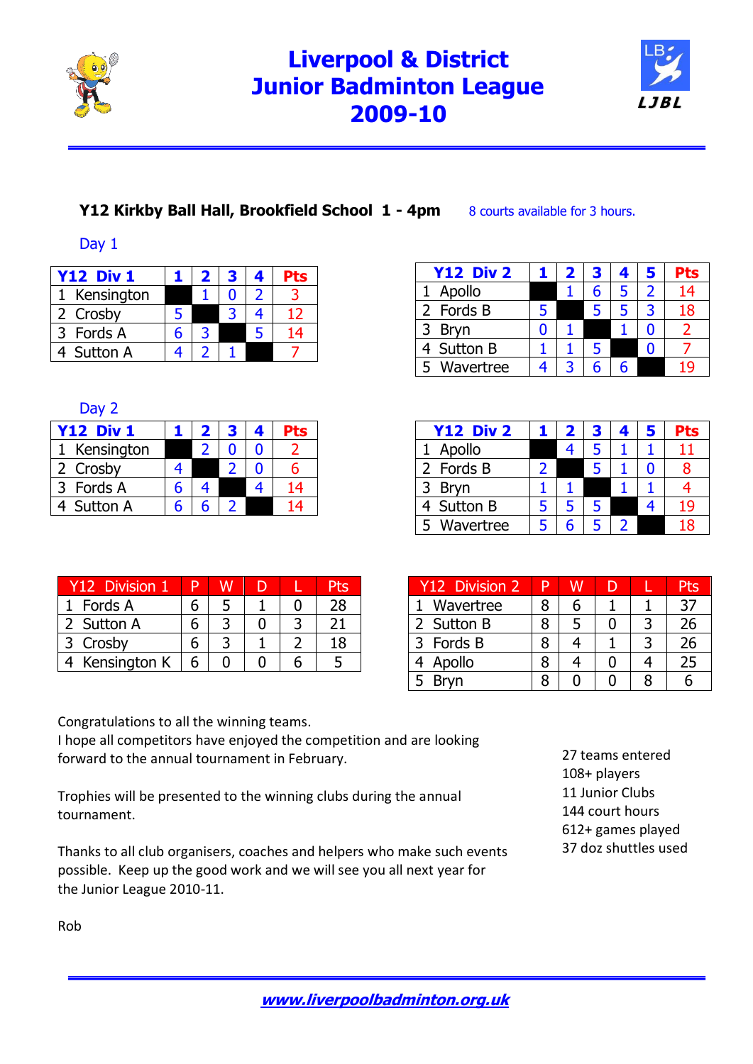# Liverpool & District Junior Badminton League 2009-10

## Y12 Kirkby Ball Hall, Brookfield School 1 - 4pm

8 courts available for 3 hours.

### Day 1

| Y12 Div 1 | 1 | 2 | 3 | 4 | Pts |
|---|---|---|---|---|---|
| 1 Kensington | | 1 | 0 | 2 | 3 |
| 2 Crosby | 5 | | 3 | 4 | 12 |
| 3 Fords A | 6 | 3 | | 5 | 14 |
| 4 Sutton A | 4 | 2 | 1 | | 7 |

| Y12 Div 2 | 1 | 2 | 3 | 4 | 5 | Pts |
|---|---|---|---|---|---|---|
| 1 Apollo | | 1 | 6 | 5 | 2 | 14 |
| 2 Fords B | 5 | | 5 | 5 | 3 | 18 |
| 3 Bryn | 0 | 1 | | 1 | 0 | 2 |
| 4 Sutton B | 1 | 1 | 5 | | 0 | 7 |
| 5 Wavertree | 4 | 3 | 6 | 6 | | 19 |

### Day 2

| Y12 Div 1 | 1 | 2 | 3 | 4 | Pts |
|---|---|---|---|---|---|
| 1 Kensington | | 2 | 0 | 0 | 2 |
| 2 Crosby | 4 | | 2 | 0 | 6 |
| 3 Fords A | 6 | 4 | | 4 | 14 |
| 4 Sutton A | 6 | 6 | 2 | | 14 |

| Y12 Div 2 | 1 | 2 | 3 | 4 | 5 | Pts |
|---|---|---|---|---|---|---|
| 1 Apollo | | 4 | 5 | 1 | 1 | 11 |
| 2 Fords B | 2 | | 5 | 1 | 0 | 8 |
| 3 Bryn | 1 | 1 | | 1 | 1 | 4 |
| 4 Sutton B | 5 | 5 | 5 | | 4 | 19 |
| 5 Wavertree | 5 | 6 | 5 | 2 | | 18 |

| Y12 Division 1 | P | W | D | L | Pts |
|---|---|---|---|---|---|
| 1 Fords A | 6 | 5 | 1 | 0 | 28 |
| 2 Sutton A | 6 | 3 | 0 | 3 | 21 |
| 3 Crosby | 6 | 3 | 1 | 2 | 18 |
| 4 Kensington K | 6 | 0 | 0 | 6 | 5 |

| Y12 Division 2 | P | W | D | L | Pts |
|---|---|---|---|---|---|
| 1 Wavertree | 8 | 6 | 1 | 1 | 37 |
| 2 Sutton B | 8 | 5 | 0 | 3 | 26 |
| 3 Fords B | 8 | 4 | 1 | 3 | 26 |
| 4 Apollo | 8 | 4 | 0 | 4 | 25 |
| 5 Bryn | 8 | 0 | 0 | 8 | 6 |

Congratulations to all the winning teams.
I hope all competitors have enjoyed the competition and are looking forward to the annual tournament in February.

Trophies will be presented to the winning clubs during the annual tournament.

Thanks to all club organisers, coaches and helpers who make such events possible. Keep up the good work and we will see you all next year for the Junior League 2010-11.

Rob

27 teams entered
108+ players
11 Junior Clubs
144 court hours
612+ games played
37 doz shuttles used

www.liverpoolbadminton.org.uk